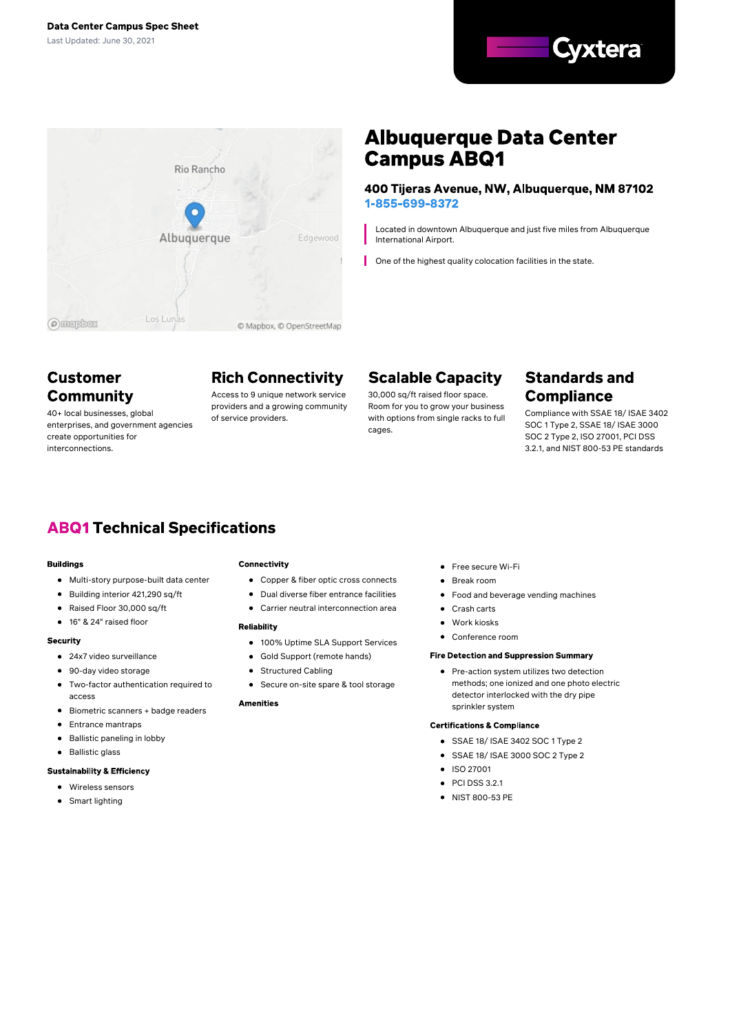**Data Center Campus Spec Sheet**

Last Updated: June 30, 2021

Cyxtera

# Albuquerque Data Center Campus ABQ1

### 400 Tijeras Avenue, NW, Albuquerque, NM 87102

**1-855-699-8372**

Located in downtown Albuquerque and just five miles from Albuquerque International Airport.

One of the highest quality colocation facilities in the state.

## Customer Community

40+ local businesses, global enterprises, and government agencies create opportunities for interconnections.

## Rich Connectivity

Access to 9 unique network service providers and a growing community of service providers.

## Scalable Capacity

30,000 sq/ft raised floor space. Room for you to grow your business with options from single racks to full cages.

## Standards and Compliance

Compliance with SSAE 18/ ISAE 3402 SOC 1 Type 2, SSAE 18/ ISAE 3000 SOC 2 Type 2, ISO 27001, PCI DSS 3.2.1, and NIST 800-53 PE standards

## ABQ1 Technical Specifications

**Buildings**

- Multi-story purpose-built data center
- Building interior 421,290 sq/ft
- Raised Floor 30,000 sq/ft
- 16" & 24" raised floor

**Security**

- 24x7 video surveillance
- 90-day video storage
- Two-factor authentication required to access
- Biometric scanners + badge readers
- Entrance mantraps
- Ballistic paneling in lobby
- Ballistic glass

**Sustainability & Efficiency**

- Wireless sensors
- Smart lighting

**Connectivity**

- Copper & fiber optic cross connects
- Dual diverse fiber entrance facilities
- Carrier neutral interconnection area

**Reliability**

- 100% Uptime SLA Support Services
- Gold Support (remote hands)
- Structured Cabling
- Secure on-site spare & tool storage

**Amenities**

- Free secure Wi-Fi
- Break room
- Food and beverage vending machines
- Crash carts
- Work kiosks
- Conference room

**Fire Detection and Suppression Summary**

- Pre-action system utilizes two detection methods; one ionized and one photo electric detector interlocked with the dry pipe sprinkler system

**Certifications & Compliance**

- SSAE 18/ ISAE 3402 SOC 1 Type 2
- SSAE 18/ ISAE 3000 SOC 2 Type 2
- ISO 27001
- PCI DSS 3.2.1
- NIST 800-53 PE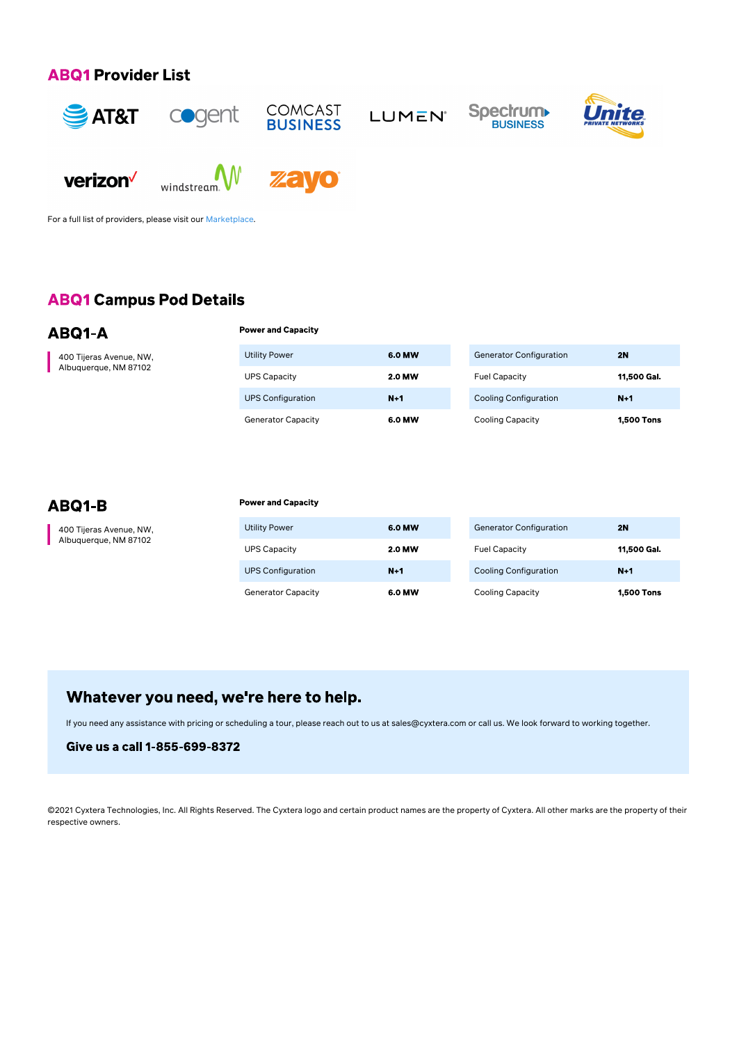## ABQ1 Provider List

AT&T
cogent
COMCAST BUSINESS
LUMEN
Spectrum BUSINESS
Unite PRIVATE NETWORKS
verizon
windstream
zayo

For a full list of providers, please visit our Marketplace.

## ABQ1 Campus Pod Details

### ABQ1-A

400 Tijeras Avenue, NW,
Albuquerque, NM 87102

**Power and Capacity**

| | | | |
|---|---|---|---|
| Utility Power | **6.0 MW** | Generator Configuration | **2N** |
| UPS Capacity | **2.0 MW** | Fuel Capacity | **11,500 Gal.** |
| UPS Configuration | **N+1** | Cooling Configuration | **N+1** |
| Generator Capacity | **6.0 MW** | Cooling Capacity | **1,500 Tons** |

### ABQ1-B

400 Tijeras Avenue, NW,
Albuquerque, NM 87102

**Power and Capacity**

| | | | |
|---|---|---|---|
| Utility Power | **6.0 MW** | Generator Configuration | **2N** |
| UPS Capacity | **2.0 MW** | Fuel Capacity | **11,500 Gal.** |
| UPS Configuration | **N+1** | Cooling Configuration | **N+1** |
| Generator Capacity | **6.0 MW** | Cooling Capacity | **1,500 Tons** |

## Whatever you need, we're here to help.

If you need any assistance with pricing or scheduling a tour, please reach out to us at sales@cyxtera.com or call us. We look forward to working together.

**Give us a call 1-855-699-8372**

©2021 Cyxtera Technologies, Inc. All Rights Reserved. The Cyxtera logo and certain product names are the property of Cyxtera. All other marks are the property of their respective owners.